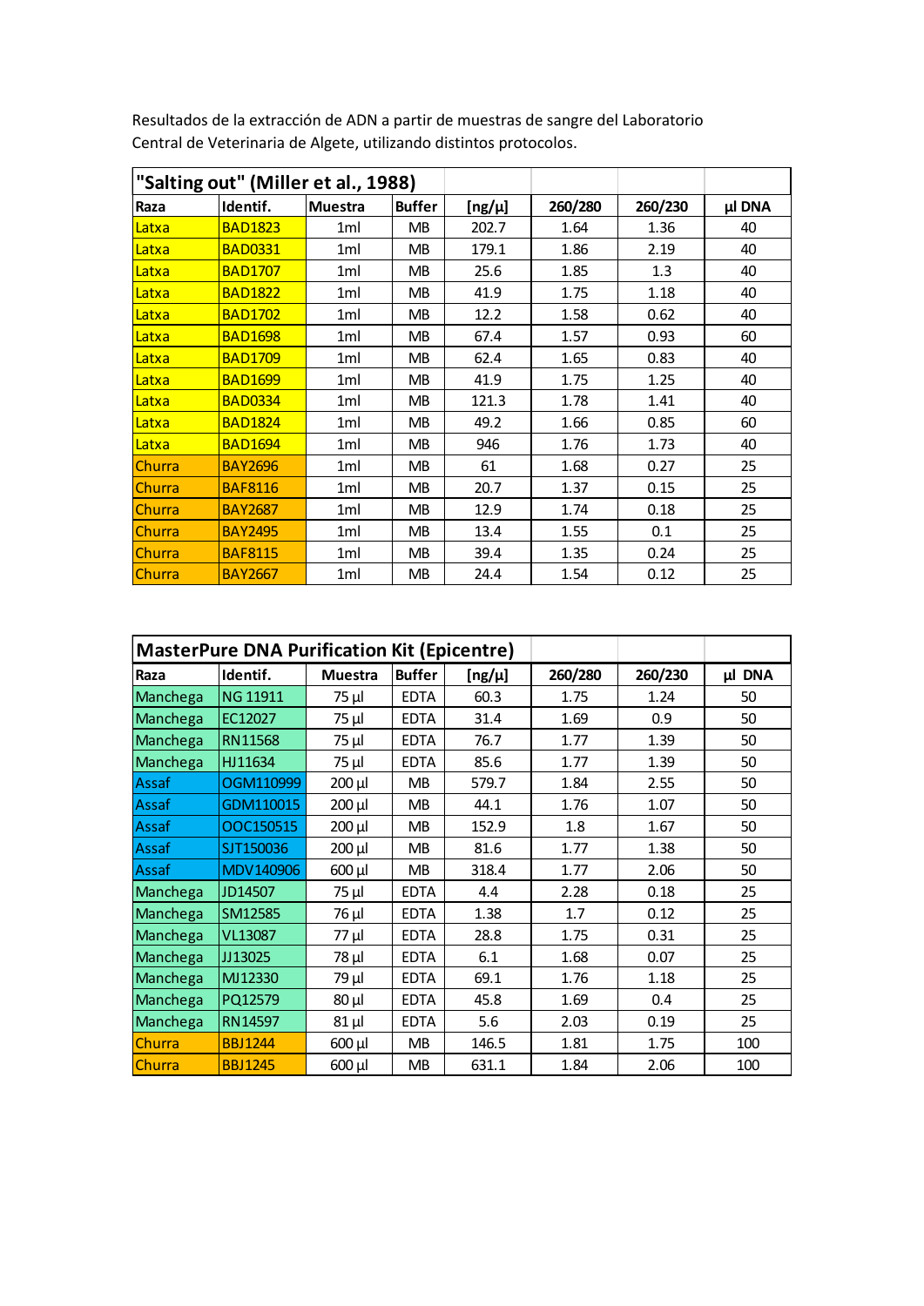Resultados de la extracción de ADN a partir de muestras de sangre del Laboratorio Central de Veterinaria de Algete, utilizando distintos protocolos.

| "Salting out" (Miller et al., 1988) | | | | | | | |
|---|---|---|---|---|---|---|---|
| **Raza** | **Identif.** | **Muestra** | **Buffer** | **[ng/µ]** | **260/280** | **260/230** | **µl DNA** |
| Latxa | BAD1823 | 1ml | MB | 202.7 | 1.64 | 1.36 | 40 |
| Latxa | BAD0331 | 1ml | MB | 179.1 | 1.86 | 2.19 | 40 |
| Latxa | BAD1707 | 1ml | MB | 25.6 | 1.85 | 1.3 | 40 |
| Latxa | BAD1822 | 1ml | MB | 41.9 | 1.75 | 1.18 | 40 |
| Latxa | BAD1702 | 1ml | MB | 12.2 | 1.58 | 0.62 | 40 |
| Latxa | BAD1698 | 1ml | MB | 67.4 | 1.57 | 0.93 | 60 |
| Latxa | BAD1709 | 1ml | MB | 62.4 | 1.65 | 0.83 | 40 |
| Latxa | BAD1699 | 1ml | MB | 41.9 | 1.75 | 1.25 | 40 |
| Latxa | BAD0334 | 1ml | MB | 121.3 | 1.78 | 1.41 | 40 |
| Latxa | BAD1824 | 1ml | MB | 49.2 | 1.66 | 0.85 | 60 |
| Latxa | BAD1694 | 1ml | MB | 946 | 1.76 | 1.73 | 40 |
| Churra | BAY2696 | 1ml | MB | 61 | 1.68 | 0.27 | 25 |
| Churra | BAF8116 | 1ml | MB | 20.7 | 1.37 | 0.15 | 25 |
| Churra | BAY2687 | 1ml | MB | 12.9 | 1.74 | 0.18 | 25 |
| Churra | BAY2495 | 1ml | MB | 13.4 | 1.55 | 0.1 | 25 |
| Churra | BAF8115 | 1ml | MB | 39.4 | 1.35 | 0.24 | 25 |
| Churra | BAY2667 | 1ml | MB | 24.4 | 1.54 | 0.12 | 25 |

| MasterPure DNA Purification Kit (Epicentre) | | | | | | | |
|---|---|---|---|---|---|---|---|
| **Raza** | **Identif.** | **Muestra** | **Buffer** | **[ng/µ]** | **260/280** | **260/230** | **µl DNA** |
| Manchega | NG 11911 | 75 µl | EDTA | 60.3 | 1.75 | 1.24 | 50 |
| Manchega | EC12027 | 75 µl | EDTA | 31.4 | 1.69 | 0.9 | 50 |
| Manchega | RN11568 | 75 µl | EDTA | 76.7 | 1.77 | 1.39 | 50 |
| Manchega | HJ11634 | 75 µl | EDTA | 85.6 | 1.77 | 1.39 | 50 |
| Assaf | OGM110999 | 200 µl | MB | 579.7 | 1.84 | 2.55 | 50 |
| Assaf | GDM110015 | 200 µl | MB | 44.1 | 1.76 | 1.07 | 50 |
| Assaf | OOC150515 | 200 µl | MB | 152.9 | 1.8 | 1.67 | 50 |
| Assaf | SJT150036 | 200 µl | MB | 81.6 | 1.77 | 1.38 | 50 |
| Assaf | MDV140906 | 600 µl | MB | 318.4 | 1.77 | 2.06 | 50 |
| Manchega | JD14507 | 75 µl | EDTA | 4.4 | 2.28 | 0.18 | 25 |
| Manchega | SM12585 | 76 µl | EDTA | 1.38 | 1.7 | 0.12 | 25 |
| Manchega | VL13087 | 77 µl | EDTA | 28.8 | 1.75 | 0.31 | 25 |
| Manchega | JJ13025 | 78 µl | EDTA | 6.1 | 1.68 | 0.07 | 25 |
| Manchega | MJ12330 | 79 µl | EDTA | 69.1 | 1.76 | 1.18 | 25 |
| Manchega | PQ12579 | 80 µl | EDTA | 45.8 | 1.69 | 0.4 | 25 |
| Manchega | RN14597 | 81 µl | EDTA | 5.6 | 2.03 | 0.19 | 25 |
| Churra | BBJ1244 | 600 µl | MB | 146.5 | 1.81 | 1.75 | 100 |
| Churra | BBJ1245 | 600 µl | MB | 631.1 | 1.84 | 2.06 | 100 |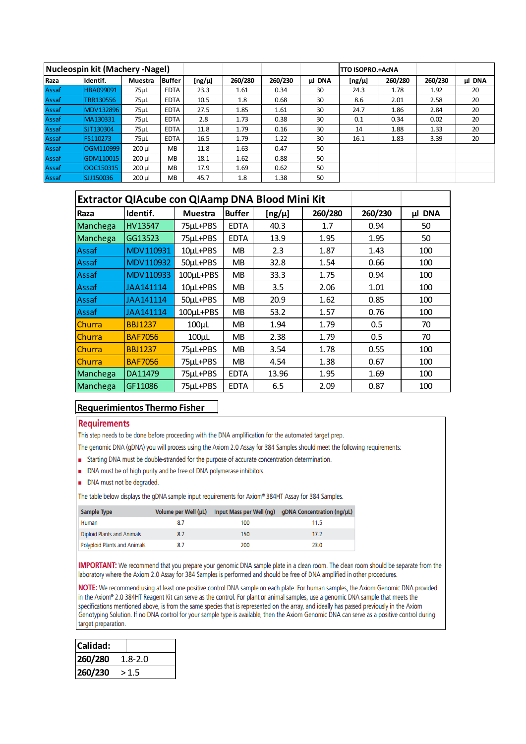| Nucleospin kit (Machery -Nagel) | | | | | | | | TTO ISOPRO.+AcNA | | | |
|---|---|---|---|---|---|---|---|---|---|---|---|
| Raza | Identif. | Muestra | Buffer | [ng/µ] | 260/280 | 260/230 | µl DNA | [ng/µ] | 260/280 | 260/230 | µl DNA |
| Assaf | HBA099091 | 75µL | EDTA | 23.3 | 1.61 | 0.34 | 30 | 24.3 | 1.78 | 1.92 | 20 |
| Assaf | TRR130556 | 75µL | EDTA | 10.5 | 1.8 | 0.68 | 30 | 8.6 | 2.01 | 2.58 | 20 |
| Assaf | MDV132896 | 75µL | EDTA | 27.5 | 1.85 | 1.61 | 30 | 24.7 | 1.86 | 2.84 | 20 |
| Assaf | MA130331 | 75µL | EDTA | 2.8 | 1.73 | 0.38 | 30 | 0.1 | 0.34 | 0.02 | 20 |
| Assaf | SJT130304 | 75µL | EDTA | 11.8 | 1.79 | 0.16 | 30 | 14 | 1.88 | 1.33 | 20 |
| Assaf | FS110273 | 75µL | EDTA | 16.5 | 1.79 | 1.22 | 30 | 16.1 | 1.83 | 3.39 | 20 |
| Assaf | OGM110999 | 200 µl | MB | 11.8 | 1.63 | 0.47 | 50 | | | | |
| Assaf | GDM110015 | 200 µl | MB | 18.1 | 1.62 | 0.88 | 50 | | | | |
| Assaf | OOC150315 | 200 µl | MB | 17.9 | 1.69 | 0.62 | 50 | | | | |
| Assaf | SJJ150036 | 200 µl | MB | 45.7 | 1.8 | 1.38 | 50 | | | | |

| Extractor QIAcube con QIAmp DNA Blood Mini Kit | | | | | | | |
|---|---|---|---|---|---|---|---|
| Raza | Identif. | Muestra | Buffer | [ng/µ] | 260/280 | 260/230 | µl DNA |
| Manchega | HV13547 | 75µL+PBS | EDTA | 40.3 | 1.7 | 0.94 | 50 |
| Manchega | GG13523 | 75µL+PBS | EDTA | 13.9 | 1.95 | 1.95 | 50 |
| Assaf | MDV110931 | 10µL+PBS | MB | 2.3 | 1.87 | 1.43 | 100 |
| Assaf | MDV110932 | 50µL+PBS | MB | 32.8 | 1.54 | 0.66 | 100 |
| Assaf | MDV110933 | 100µL+PBS | MB | 33.3 | 1.75 | 0.94 | 100 |
| Assaf | JAA141114 | 10µL+PBS | MB | 3.5 | 2.06 | 1.01 | 100 |
| Assaf | JAA141114 | 50µL+PBS | MB | 20.9 | 1.62 | 0.85 | 100 |
| Assaf | JAA141114 | 100µL+PBS | MB | 53.2 | 1.57 | 0.76 | 100 |
| Churra | BBJ1237 | 100µL | MB | 1.94 | 1.79 | 0.5 | 70 |
| Churra | BAF7056 | 100µL | MB | 2.38 | 1.79 | 0.5 | 70 |
| Churra | BBJ1237 | 75µL+PBS | MB | 3.54 | 1.78 | 0.55 | 100 |
| Churra | BAF7056 | 75µL+PBS | MB | 4.54 | 1.38 | 0.67 | 100 |
| Manchega | DA11479 | 75µL+PBS | EDTA | 13.96 | 1.95 | 1.69 | 100 |
| Manchega | GF11086 | 75µL+PBS | EDTA | 6.5 | 2.09 | 0.87 | 100 |

## Requerimientos Thermo Fisher

### Requirements

This step needs to be done before proceeding with the DNA amplification for the automated target prep.

The genomic DNA (gDNA) you will process using the Axiom 2.0 Assay for 384 Samples should meet the following requirements:

- Starting DNA must be double-stranded for the purpose of accurate concentration determination.
- DNA must be of high purity and be free of DNA polymerase inhibitors.
- DNA must not be degraded.

The table below displays the gDNA sample input requirements for Axiom® 384HT Assay for 384 Samples.

| Sample Type | Volume per Well (µL) | Input Mass per Well (ng) | gDNA Concentration (ng/µL) |
|---|---|---|---|
| Human | 8.7 | 100 | 11.5 |
| Diploid Plants and Animals | 8.7 | 150 | 17.2 |
| Polyploid Plants and Animals | 8.7 | 200 | 23.0 |

**IMPORTANT:** We recommend that you prepare your genomic DNA sample plate in a clean room. The clean room should be separate from the laboratory where the Axiom 2.0 Assay for 384 Samples is performed and should be free of DNA amplified in other procedures.

**NOTE:** We recommend using at least one positive control DNA sample on each plate. For human samples, the Axiom Genomic DNA provided in the Axiom® 2.0 384HT Reagent Kit can serve as the control. For plant or animal samples, use a genomic DNA sample that meets the specifications mentioned above, is from the same species that is represented on the array, and ideally has passed previously in the Axiom Genotyping Solution. If no DNA control for your sample type is available, then the Axiom Genomic DNA can serve as a positive control during target preparation.

| Calidad: | |
|---|---|
| 260/280 | 1.8-2.0 |
| 260/230 | > 1.5 |